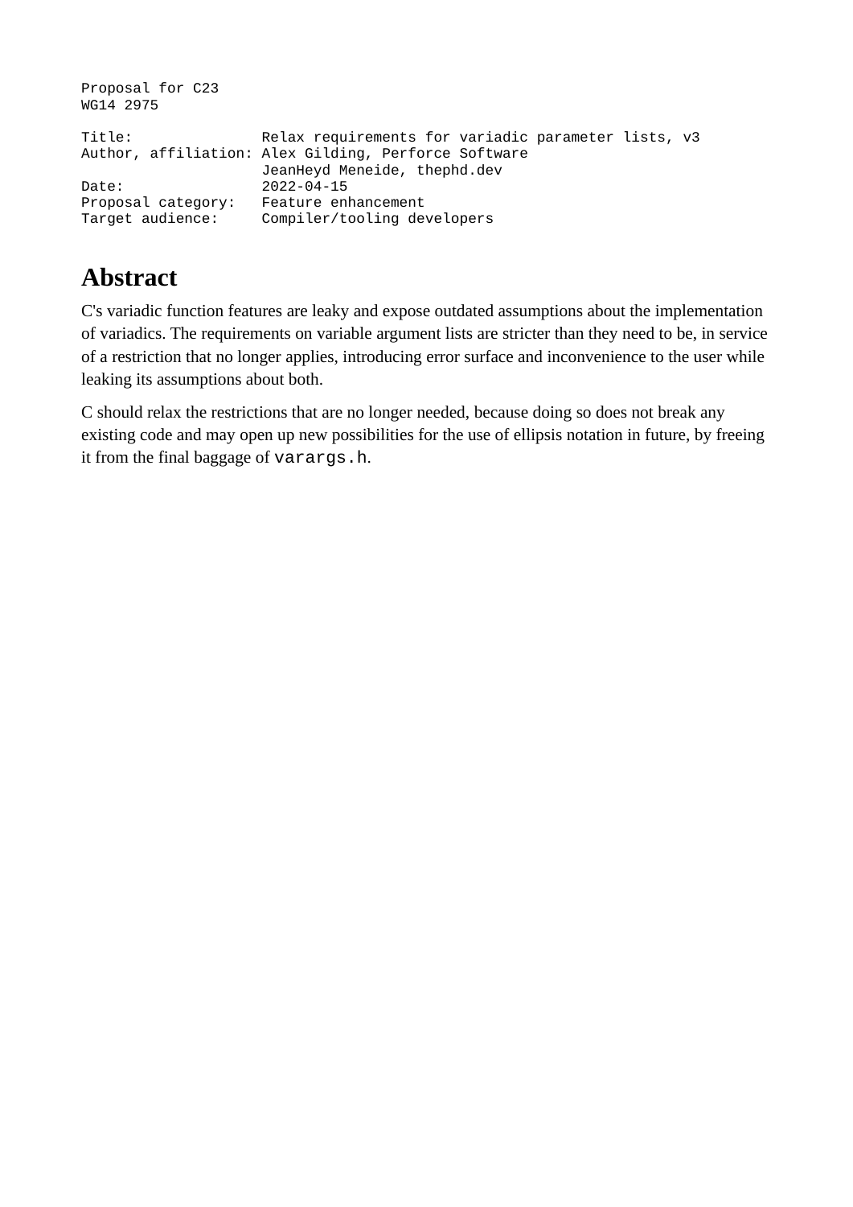```
Proposal for C23
WG14 2975

Title:               Relax requirements for variadic parameter lists, v3
Author, affiliation: Alex Gilding, Perforce Software
                     JeanHeyd Meneide, thephd.dev
Date:                2022-04-15
Proposal category:   Feature enhancement
Target audience:     Compiler/tooling developers
```

# Abstract

C's variadic function features are leaky and expose outdated assumptions about the implementation of variadics. The requirements on variable argument lists are stricter than they need to be, in service of a restriction that no longer applies, introducing error surface and inconvenience to the user while leaking its assumptions about both.

C should relax the restrictions that are no longer needed, because doing so does not break any existing code and may open up new possibilities for the use of ellipsis notation in future, by freeing it from the final baggage of `varargs.h`.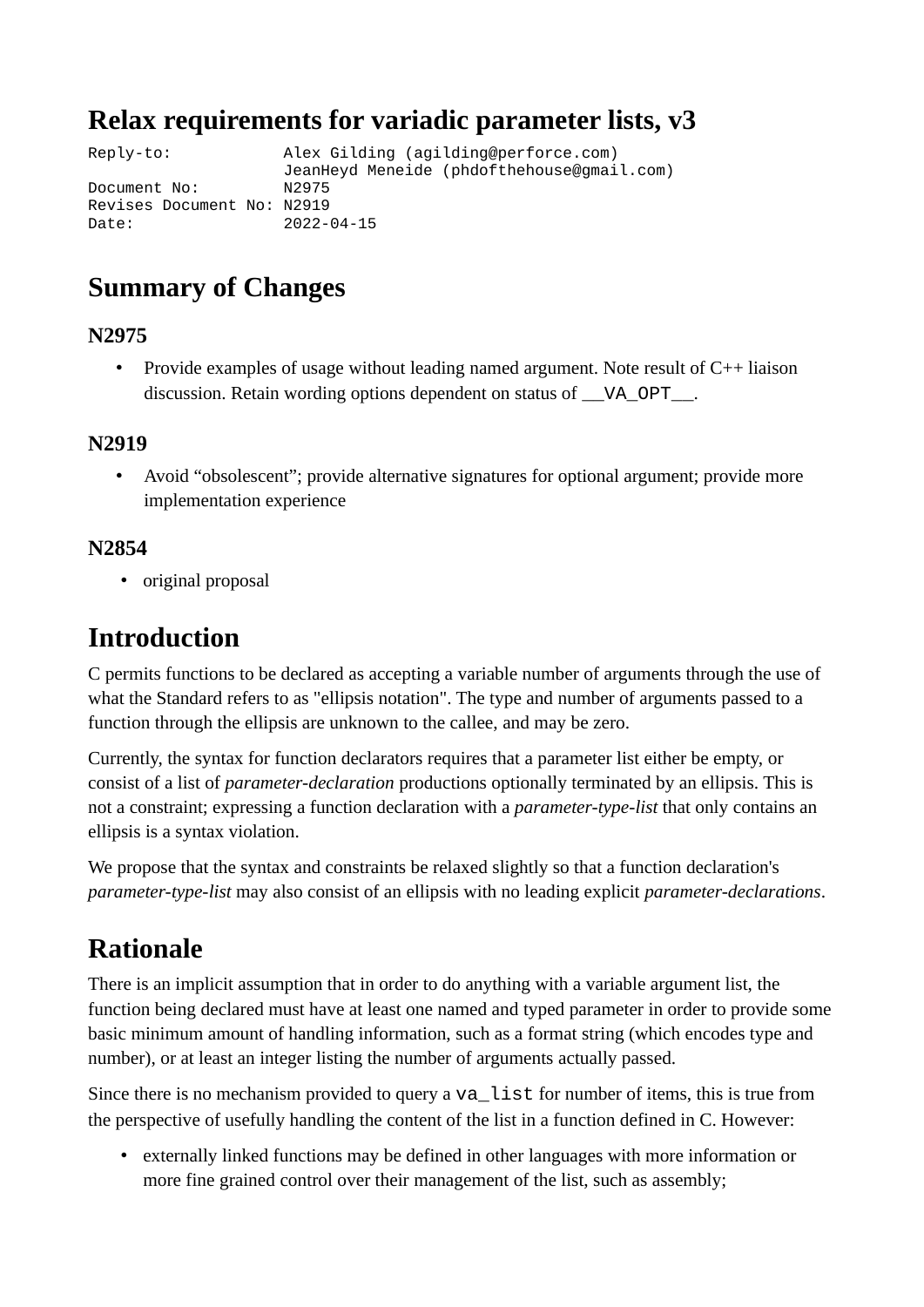# Relax requirements for variadic parameter lists, v3

```
Reply-to:             Alex Gilding (agilding@perforce.com)
                      JeanHeyd Meneide (phdofthehouse@gmail.com)
Document No:          N2975
Revises Document No:  N2919
Date:                 2022-04-15
```

# Summary of Changes

### N2975

- Provide examples of usage without leading named argument. Note result of C++ liaison discussion. Retain wording options dependent on status of `__VA_OPT__`.

### N2919

- Avoid "obsolescent"; provide alternative signatures for optional argument; provide more implementation experience

### N2854

- original proposal

# Introduction

C permits functions to be declared as accepting a variable number of arguments through the use of what the Standard refers to as "ellipsis notation". The type and number of arguments passed to a function through the ellipsis are unknown to the callee, and may be zero.

Currently, the syntax for function declarators requires that a parameter list either be empty, or consist of a list of *parameter-declaration* productions optionally terminated by an ellipsis. This is not a constraint; expressing a function declaration with a *parameter-type-list* that only contains an ellipsis is a syntax violation.

We propose that the syntax and constraints be relaxed slightly so that a function declaration's *parameter-type-list* may also consist of an ellipsis with no leading explicit *parameter-declarations*.

# Rationale

There is an implicit assumption that in order to do anything with a variable argument list, the function being declared must have at least one named and typed parameter in order to provide some basic minimum amount of handling information, such as a format string (which encodes type and number), or at least an integer listing the number of arguments actually passed.

Since there is no mechanism provided to query a `va_list` for number of items, this is true from the perspective of usefully handling the content of the list in a function defined in C. However:

- externally linked functions may be defined in other languages with more information or more fine grained control over their management of the list, such as assembly;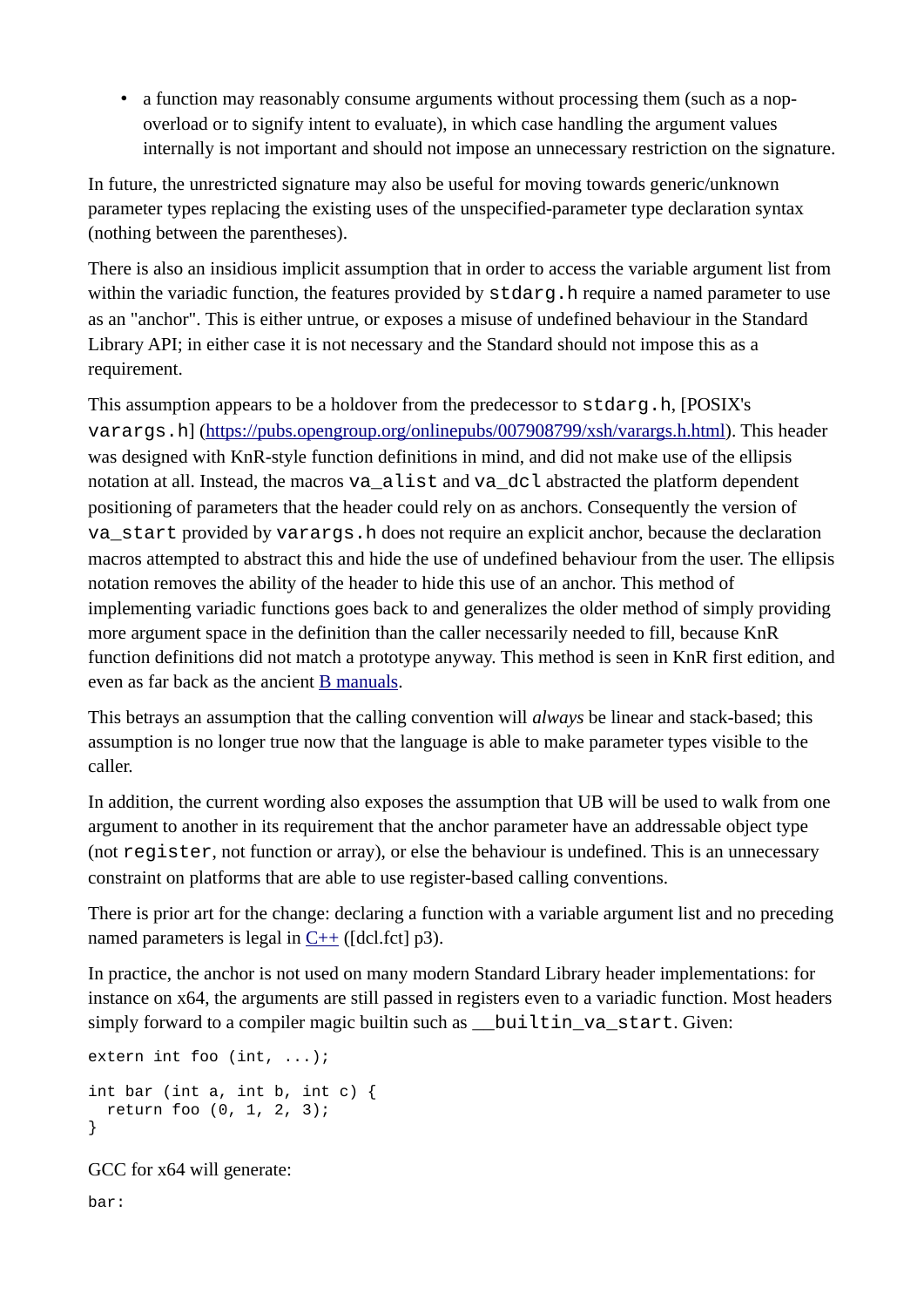- a function may reasonably consume arguments without processing them (such as a nop-overload or to signify intent to evaluate), in which case handling the argument values internally is not important and should not impose an unnecessary restriction on the signature.

In future, the unrestricted signature may also be useful for moving towards generic/unknown parameter types replacing the existing uses of the unspecified-parameter type declaration syntax (nothing between the parentheses).

There is also an insidious implicit assumption that in order to access the variable argument list from within the variadic function, the features provided by `stdarg.h` require a named parameter to use as an "anchor". This is either untrue, or exposes a misuse of undefined behaviour in the Standard Library API; in either case it is not necessary and the Standard should not impose this as a requirement.

This assumption appears to be a holdover from the predecessor to `stdarg.h`, [POSIX's `varargs.h`] (https://pubs.opengroup.org/onlinepubs/007908799/xsh/varargs.h.html). This header was designed with KnR-style function definitions in mind, and did not make use of the ellipsis notation at all. Instead, the macros `va_alist` and `va_dcl` abstracted the platform dependent positioning of parameters that the header could rely on as anchors. Consequently the version of `va_start` provided by `varargs.h` does not require an explicit anchor, because the declaration macros attempted to abstract this and hide the use of undefined behaviour from the user. The ellipsis notation removes the ability of the header to hide this use of an anchor. This method of implementing variadic functions goes back to and generalizes the older method of simply providing more argument space in the definition than the caller necessarily needed to fill, because KnR function definitions did not match a prototype anyway. This method is seen in KnR first edition, and even as far back as the ancient B manuals.

This betrays an assumption that the calling convention will *always* be linear and stack-based; this assumption is no longer true now that the language is able to make parameter types visible to the caller.

In addition, the current wording also exposes the assumption that UB will be used to walk from one argument to another in its requirement that the anchor parameter have an addressable object type (not `register`, not function or array), or else the behaviour is undefined. This is an unnecessary constraint on platforms that are able to use register-based calling conventions.

There is prior art for the change: declaring a function with a variable argument list and no preceding named parameters is legal in C++ ([dcl.fct] p3).

In practice, the anchor is not used on many modern Standard Library header implementations: for instance on x64, the arguments are still passed in registers even to a variadic function. Most headers simply forward to a compiler magic builtin such as `__builtin_va_start`. Given:

```
extern int foo (int, ...);

int bar (int a, int b, int c) {
  return foo (0, 1, 2, 3);
}
```

GCC for x64 will generate:

```
bar:
```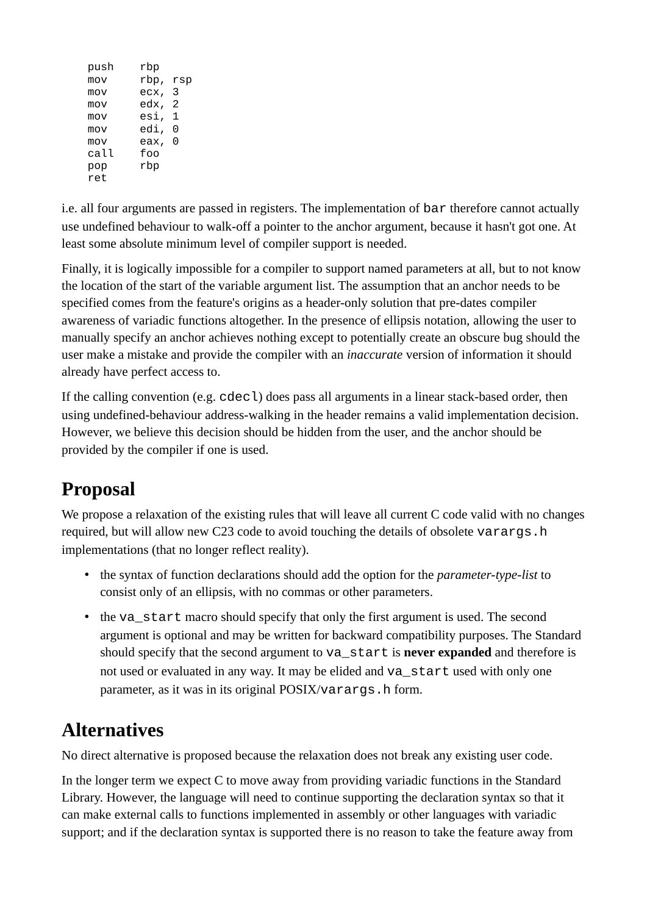```
push    rbp
mov     rbp, rsp
mov     ecx, 3
mov     edx, 2
mov     esi, 1
mov     edi, 0
mov     eax, 0
call    foo
pop     rbp
ret
```

i.e. all four arguments are passed in registers. The implementation of `bar` therefore cannot actually use undefined behaviour to walk-off a pointer to the anchor argument, because it hasn't got one. At least some absolute minimum level of compiler support is needed.

Finally, it is logically impossible for a compiler to support named parameters at all, but to not know the location of the start of the variable argument list. The assumption that an anchor needs to be specified comes from the feature's origins as a header-only solution that pre-dates compiler awareness of variadic functions altogether. In the presence of ellipsis notation, allowing the user to manually specify an anchor achieves nothing except to potentially create an obscure bug should the user make a mistake and provide the compiler with an *inaccurate* version of information it should already have perfect access to.

If the calling convention (e.g. `cdecl`) does pass all arguments in a linear stack-based order, then using undefined-behaviour address-walking in the header remains a valid implementation decision. However, we believe this decision should be hidden from the user, and the anchor should be provided by the compiler if one is used.

# Proposal

We propose a relaxation of the existing rules that will leave all current C code valid with no changes required, but will allow new C23 code to avoid touching the details of obsolete `varargs.h` implementations (that no longer reflect reality).

- the syntax of function declarations should add the option for the *parameter-type-list* to consist only of an ellipsis, with no commas or other parameters.
- the `va_start` macro should specify that only the first argument is used. The second argument is optional and may be written for backward compatibility purposes. The Standard should specify that the second argument to `va_start` is **never expanded** and therefore is not used or evaluated in any way. It may be elided and `va_start` used with only one parameter, as it was in its original POSIX/`varargs.h` form.

# Alternatives

No direct alternative is proposed because the relaxation does not break any existing user code.

In the longer term we expect C to move away from providing variadic functions in the Standard Library. However, the language will need to continue supporting the declaration syntax so that it can make external calls to functions implemented in assembly or other languages with variadic support; and if the declaration syntax is supported there is no reason to take the feature away from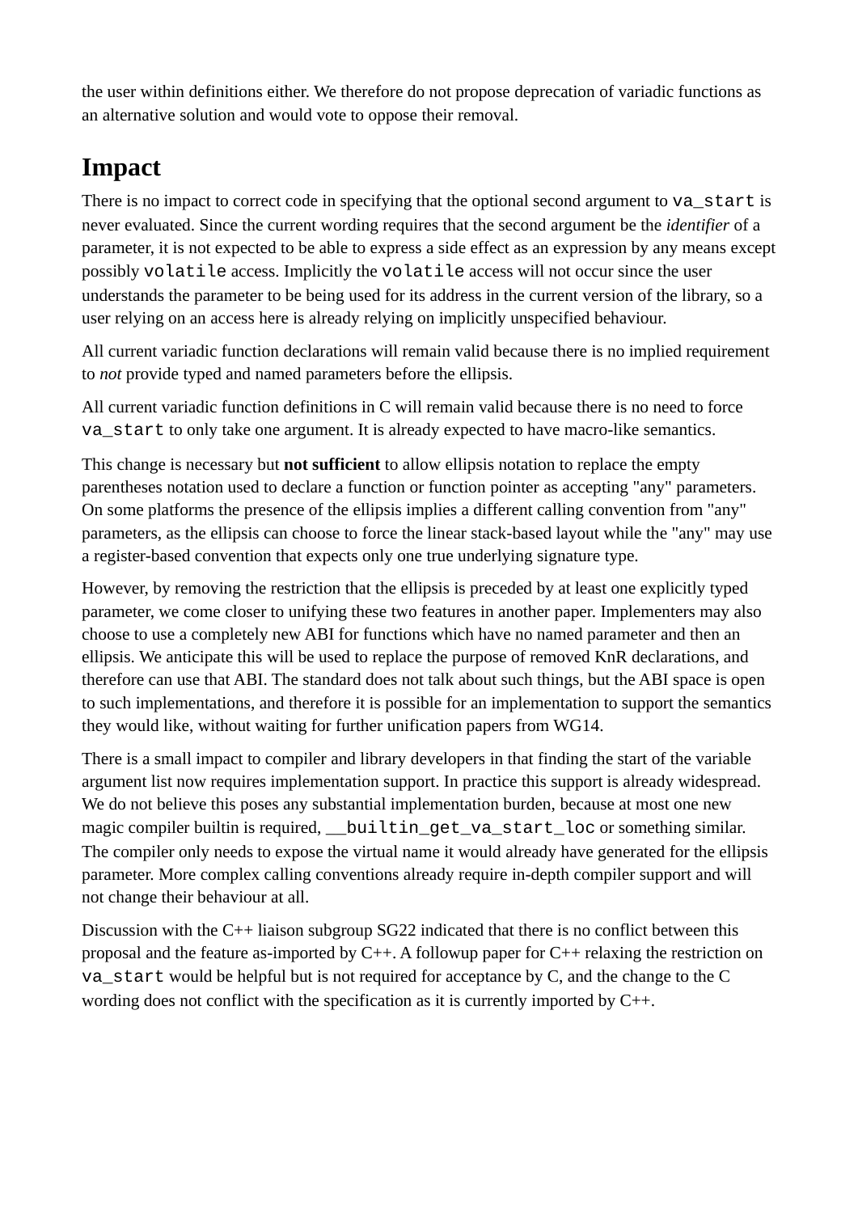the user within definitions either. We therefore do not propose deprecation of variadic functions as an alternative solution and would vote to oppose their removal.

# Impact

There is no impact to correct code in specifying that the optional second argument to `va_start` is never evaluated. Since the current wording requires that the second argument be the *identifier* of a parameter, it is not expected to be able to express a side effect as an expression by any means except possibly `volatile` access. Implicitly the `volatile` access will not occur since the user understands the parameter to be being used for its address in the current version of the library, so a user relying on an access here is already relying on implicitly unspecified behaviour.

All current variadic function declarations will remain valid because there is no implied requirement to *not* provide typed and named parameters before the ellipsis.

All current variadic function definitions in C will remain valid because there is no need to force `va_start` to only take one argument. It is already expected to have macro-like semantics.

This change is necessary but **not sufficient** to allow ellipsis notation to replace the empty parentheses notation used to declare a function or function pointer as accepting "any" parameters. On some platforms the presence of the ellipsis implies a different calling convention from "any" parameters, as the ellipsis can choose to force the linear stack-based layout while the "any" may use a register-based convention that expects only one true underlying signature type.

However, by removing the restriction that the ellipsis is preceded by at least one explicitly typed parameter, we come closer to unifying these two features in another paper. Implementers may also choose to use a completely new ABI for functions which have no named parameter and then an ellipsis. We anticipate this will be used to replace the purpose of removed KnR declarations, and therefore can use that ABI. The standard does not talk about such things, but the ABI space is open to such implementations, and therefore it is possible for an implementation to support the semantics they would like, without waiting for further unification papers from WG14.

There is a small impact to compiler and library developers in that finding the start of the variable argument list now requires implementation support. In practice this support is already widespread. We do not believe this poses any substantial implementation burden, because at most one new magic compiler builtin is required, `__builtin_get_va_start_loc` or something similar. The compiler only needs to expose the virtual name it would already have generated for the ellipsis parameter. More complex calling conventions already require in-depth compiler support and will not change their behaviour at all.

Discussion with the C++ liaison subgroup SG22 indicated that there is no conflict between this proposal and the feature as-imported by C++. A followup paper for C++ relaxing the restriction on `va_start` would be helpful but is not required for acceptance by C, and the change to the C wording does not conflict with the specification as it is currently imported by C++.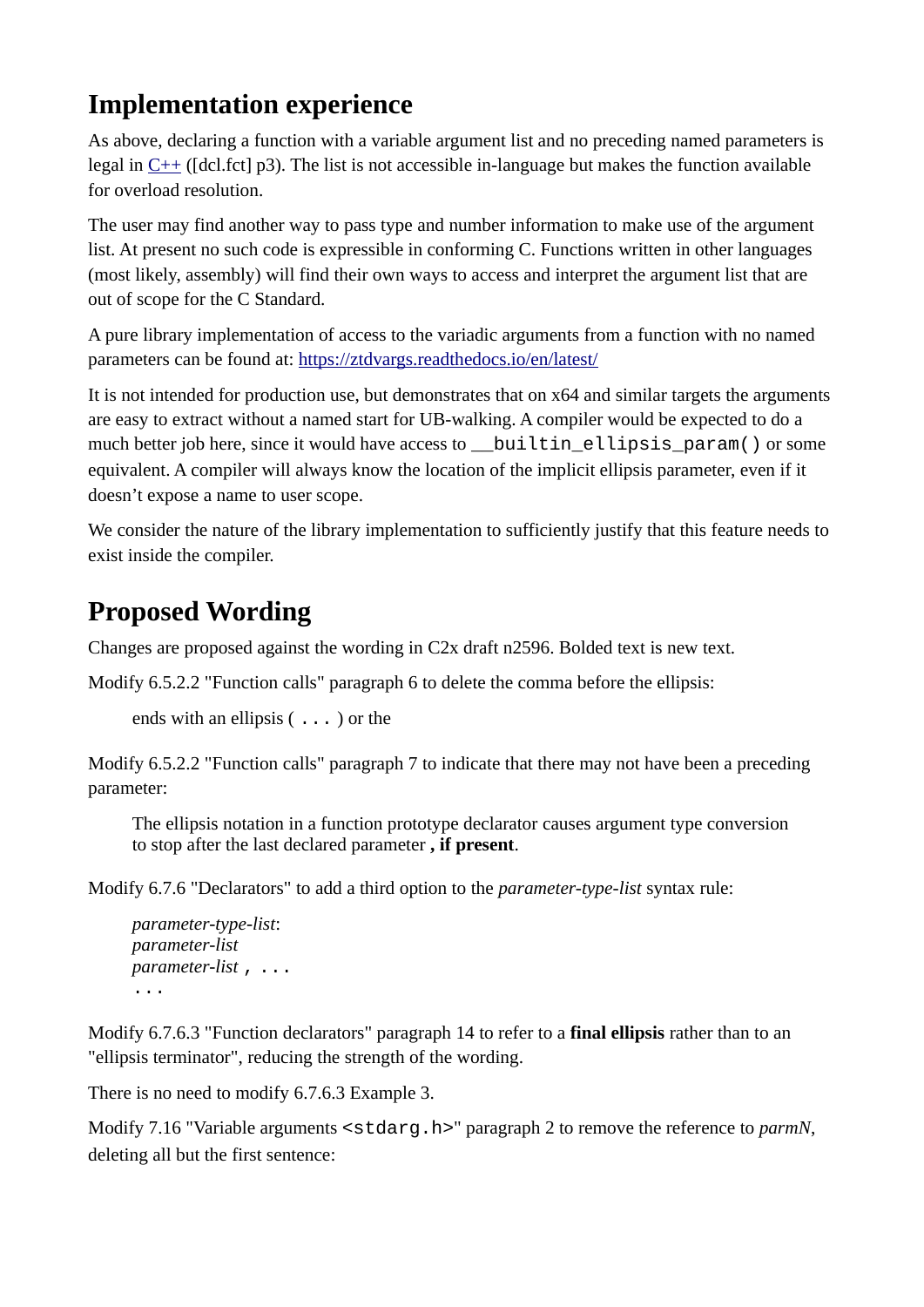## Implementation experience

As above, declaring a function with a variable argument list and no preceding named parameters is legal in [C++](#) ([dcl.fct] p3). The list is not accessible in-language but makes the function available for overload resolution.

The user may find another way to pass type and number information to make use of the argument list. At present no such code is expressible in conforming C. Functions written in other languages (most likely, assembly) will find their own ways to access and interpret the argument list that are out of scope for the C Standard.

A pure library implementation of access to the variadic arguments from a function with no named parameters can be found at: [https://ztdvargs.readthedocs.io/en/latest/](https://ztdvargs.readthedocs.io/en/latest/)

It is not intended for production use, but demonstrates that on x64 and similar targets the arguments are easy to extract without a named start for UB-walking. A compiler would be expected to do a much better job here, since it would have access to `__builtin_ellipsis_param()` or some equivalent. A compiler will always know the location of the implicit ellipsis parameter, even if it doesn't expose a name to user scope.

We consider the nature of the library implementation to sufficiently justify that this feature needs to exist inside the compiler.

## Proposed Wording

Changes are proposed against the wording in C2x draft n2596. Bolded text is new text.

Modify 6.5.2.2 "Function calls" paragraph 6 to delete the comma before the ellipsis:

> ends with an ellipsis ( `...` ) or the

Modify 6.5.2.2 "Function calls" paragraph 7 to indicate that there may not have been a preceding parameter:

> The ellipsis notation in a function prototype declarator causes argument type conversion to stop after the last declared parameter **, if present**.

Modify 6.7.6 "Declarators" to add a third option to the *parameter-type-list* syntax rule:

> *parameter-type-list*:
> *parameter-list*
> *parameter-list* `, ...`
> `...`

Modify 6.7.6.3 "Function declarators" paragraph 14 to refer to a **final ellipsis** rather than to an "ellipsis terminator", reducing the strength of the wording.

There is no need to modify 6.7.6.3 Example 3.

Modify 7.16 "Variable arguments `<stdarg.h>`" paragraph 2 to remove the reference to *parmN*, deleting all but the first sentence: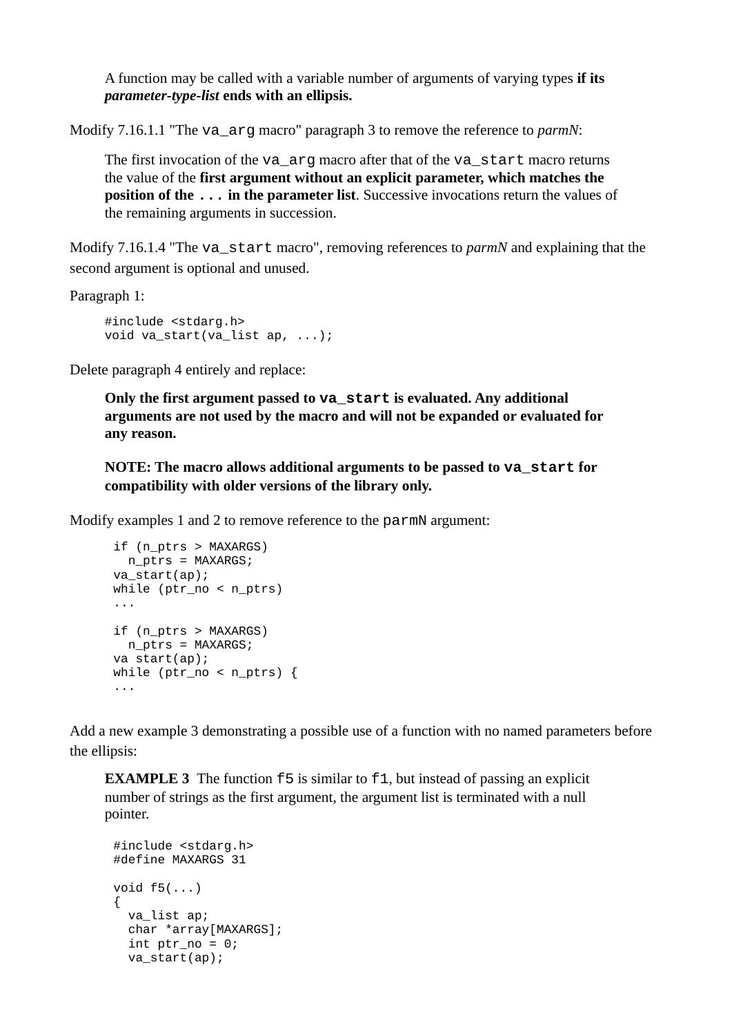> A function may be called with a variable number of arguments of varying types **if its *parameter-type-list* ends with an ellipsis.**

Modify 7.16.1.1 "The `va_arg` macro" paragraph 3 to remove the reference to *parmN*:

> The first invocation of the `va_arg` macro after that of the `va_start` macro returns the value of the **first argument without an explicit parameter, which matches the position of the `...` in the parameter list**. Successive invocations return the values of the remaining arguments in succession.

Modify 7.16.1.4 "The `va_start` macro", removing references to *parmN* and explaining that the second argument is optional and unused.

Paragraph 1:

```
#include <stdarg.h>
void va_start(va_list ap, ...);
```

Delete paragraph 4 entirely and replace:

> **Only the first argument passed to `va_start` is evaluated. Any additional arguments are not used by the macro and will not be expanded or evaluated for any reason.**
>
> **NOTE: The macro allows additional arguments to be passed to `va_start` for compatibility with older versions of the library only.**

Modify examples 1 and 2 to remove reference to the `parmN` argument:

```
if (n_ptrs > MAXARGS)
  n_ptrs = MAXARGS;
va_start(ap);
while (ptr_no < n_ptrs)
...

if (n_ptrs > MAXARGS)
  n_ptrs = MAXARGS;
va start(ap);
while (ptr_no < n_ptrs) {
...
```

Add a new example 3 demonstrating a possible use of a function with no named parameters before the ellipsis:

> **EXAMPLE 3** The function `f5` is similar to `f1`, but instead of passing an explicit number of strings as the first argument, the argument list is terminated with a null pointer.

```
#include <stdarg.h>
#define MAXARGS 31

void f5(...)
{
  va_list ap;
  char *array[MAXARGS];
  int ptr_no = 0;
  va_start(ap);
```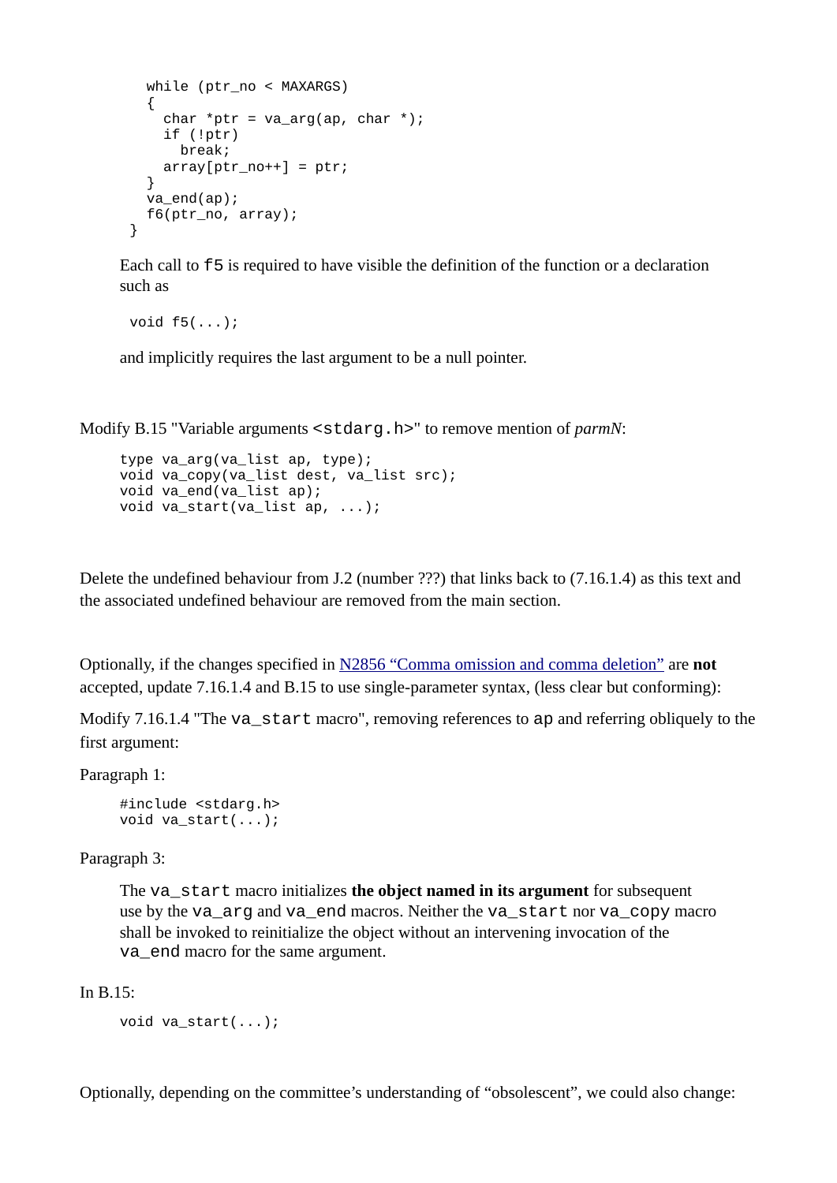```
    while (ptr_no < MAXARGS)
    {
      char *ptr = va_arg(ap, char *);
      if (!ptr)
        break;
      array[ptr_no++] = ptr;
    }
    va_end(ap);
    f6(ptr_no, array);
 }
```

Each call to `f5` is required to have visible the definition of the function or a declaration such as

```
void f5(...);
```

and implicitly requires the last argument to be a null pointer.

Modify B.15 "Variable arguments `<stdarg.h>`" to remove mention of *parmN*:

```
type va_arg(va_list ap, type);
void va_copy(va_list dest, va_list src);
void va_end(va_list ap);
void va_start(va_list ap, ...);
```

Delete the undefined behaviour from J.2 (number ???) that links back to (7.16.1.4) as this text and the associated undefined behaviour are removed from the main section.

Optionally, if the changes specified in [N2856 "Comma omission and comma deletion"](#) are **not** accepted, update 7.16.1.4 and B.15 to use single-parameter syntax, (less clear but conforming):

Modify 7.16.1.4 "The `va_start` macro", removing references to `ap` and referring obliquely to the first argument:

Paragraph 1:

```
#include <stdarg.h>
void va_start(...);
```

Paragraph 3:

> The `va_start` macro initializes **the object named in its argument** for subsequent use by the `va_arg` and `va_end` macros. Neither the `va_start` nor `va_copy` macro shall be invoked to reinitialize the object without an intervening invocation of the `va_end` macro for the same argument.

In B.15:

```
void va_start(...);
```

Optionally, depending on the committee's understanding of "obsolescent", we could also change: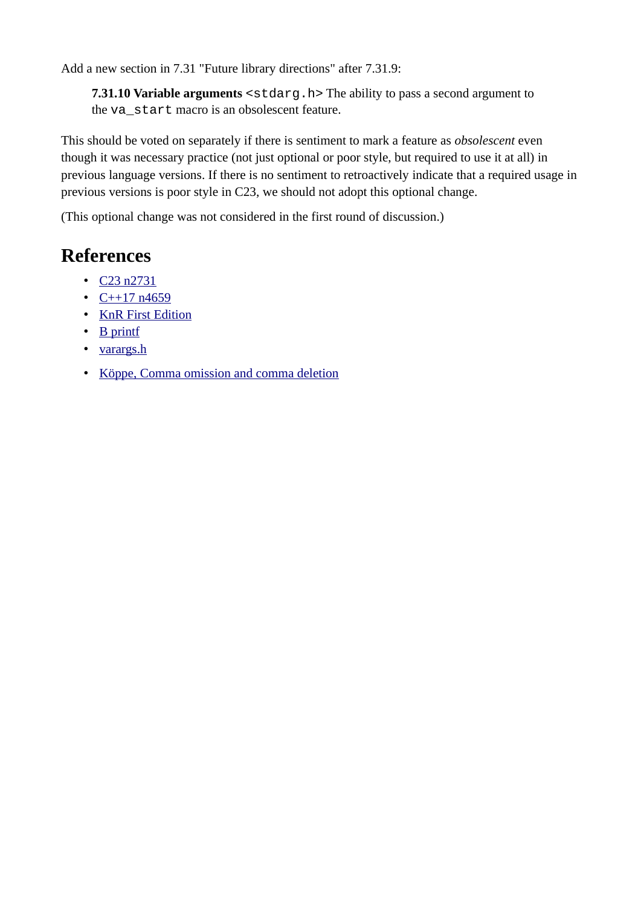Add a new section in 7.31 "Future library directions" after 7.31.9:

> **7.31.10 Variable arguments `<stdarg.h>`** The ability to pass a second argument to the `va_start` macro is an obsolescent feature.

This should be voted on separately if there is sentiment to mark a feature as *obsolescent* even though it was necessary practice (not just optional or poor style, but required to use it at all) in previous language versions. If there is no sentiment to retroactively indicate that a required usage in previous versions is poor style in C23, we should not adopt this optional change.

(This optional change was not considered in the first round of discussion.)

## References

- C23 n2731
- C++17 n4659
- KnR First Edition
- B printf
- varargs.h
- Köppe, Comma omission and comma deletion